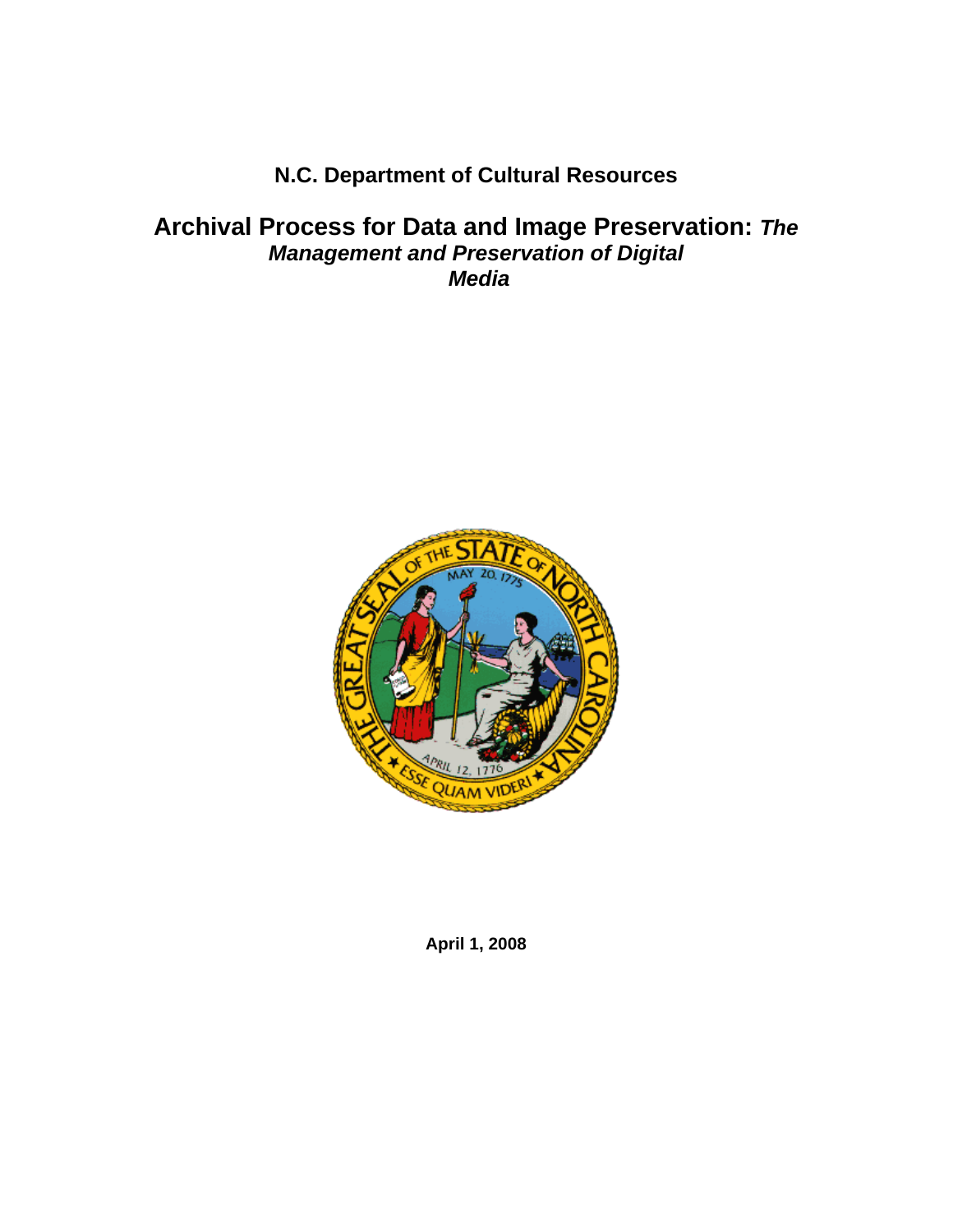**N.C. Department of Cultural Resources**

# Archival Process for Data and Image Preservation: *The Management and Preservation of Digital Media*

**April 1, 2008**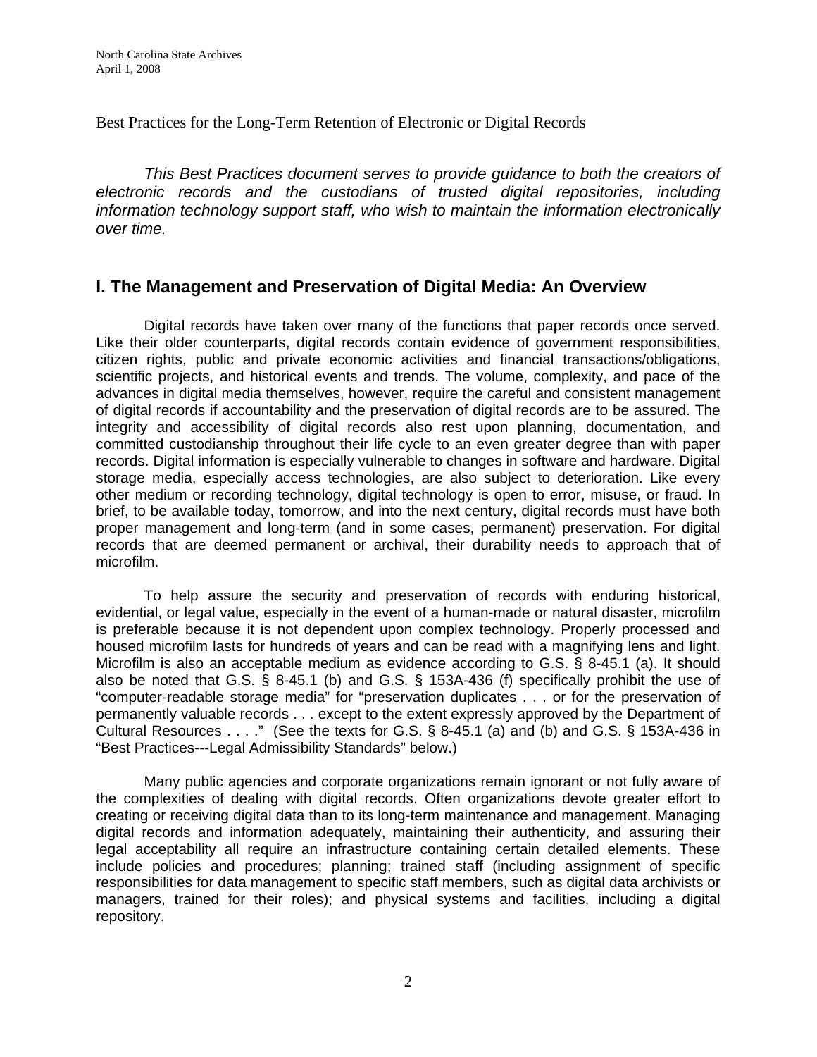Best Practices for the Long-Term Retention of Electronic or Digital Records

*This Best Practices document serves to provide guidance to both the creators of electronic records and the custodians of trusted digital repositories, including information technology support staff, who wish to maintain the information electronically over time.*

## I. The Management and Preservation of Digital Media: An Overview

Digital records have taken over many of the functions that paper records once served. Like their older counterparts, digital records contain evidence of government responsibilities, citizen rights, public and private economic activities and financial transactions/obligations, scientific projects, and historical events and trends. The volume, complexity, and pace of the advances in digital media themselves, however, require the careful and consistent management of digital records if accountability and the preservation of digital records are to be assured. The integrity and accessibility of digital records also rest upon planning, documentation, and committed custodianship throughout their life cycle to an even greater degree than with paper records. Digital information is especially vulnerable to changes in software and hardware. Digital storage media, especially access technologies, are also subject to deterioration. Like every other medium or recording technology, digital technology is open to error, misuse, or fraud. In brief, to be available today, tomorrow, and into the next century, digital records must have both proper management and long-term (and in some cases, permanent) preservation. For digital records that are deemed permanent or archival, their durability needs to approach that of microfilm.

To help assure the security and preservation of records with enduring historical, evidential, or legal value, especially in the event of a human-made or natural disaster, microfilm is preferable because it is not dependent upon complex technology. Properly processed and housed microfilm lasts for hundreds of years and can be read with a magnifying lens and light. Microfilm is also an acceptable medium as evidence according to G.S. § 8-45.1 (a). It should also be noted that G.S. § 8-45.1 (b) and G.S. § 153A-436 (f) specifically prohibit the use of "computer-readable storage media" for "preservation duplicates . . . or for the preservation of permanently valuable records . . . except to the extent expressly approved by the Department of Cultural Resources . . . ." (See the texts for G.S. § 8-45.1 (a) and (b) and G.S. § 153A-436 in "Best Practices---Legal Admissibility Standards" below.)

Many public agencies and corporate organizations remain ignorant or not fully aware of the complexities of dealing with digital records. Often organizations devote greater effort to creating or receiving digital data than to its long-term maintenance and management. Managing digital records and information adequately, maintaining their authenticity, and assuring their legal acceptability all require an infrastructure containing certain detailed elements. These include policies and procedures; planning; trained staff (including assignment of specific responsibilities for data management to specific staff members, such as digital data archivists or managers, trained for their roles); and physical systems and facilities, including a digital repository.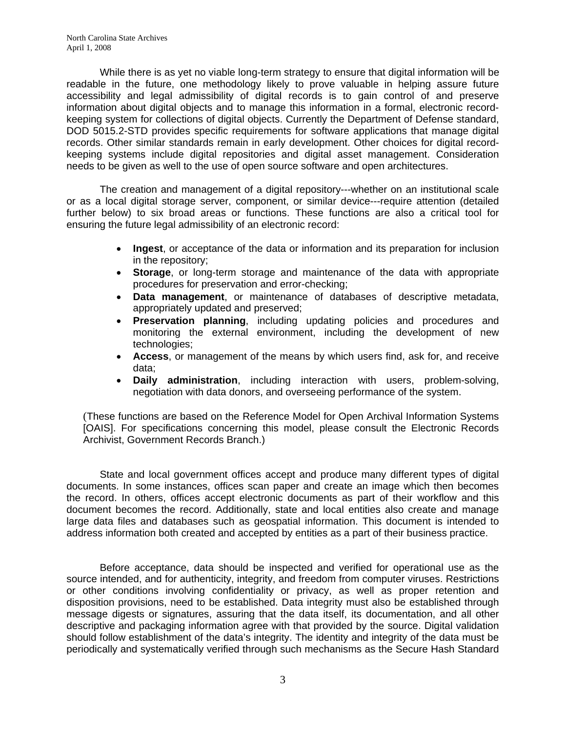While there is as yet no viable long-term strategy to ensure that digital information will be readable in the future, one methodology likely to prove valuable in helping assure future accessibility and legal admissibility of digital records is to gain control of and preserve information about digital objects and to manage this information in a formal, electronic record-keeping system for collections of digital objects. Currently the Department of Defense standard, DOD 5015.2-STD provides specific requirements for software applications that manage digital records. Other similar standards remain in early development. Other choices for digital record-keeping systems include digital repositories and digital asset management. Consideration needs to be given as well to the use of open source software and open architectures.

The creation and management of a digital repository---whether on an institutional scale or as a local digital storage server, component, or similar device---require attention (detailed further below) to six broad areas or functions. These functions are also a critical tool for ensuring the future legal admissibility of an electronic record:

- **Ingest**, or acceptance of the data or information and its preparation for inclusion in the repository;
- **Storage**, or long-term storage and maintenance of the data with appropriate procedures for preservation and error-checking;
- **Data management**, or maintenance of databases of descriptive metadata, appropriately updated and preserved;
- **Preservation planning**, including updating policies and procedures and monitoring the external environment, including the development of new technologies;
- **Access**, or management of the means by which users find, ask for, and receive data;
- **Daily administration**, including interaction with users, problem-solving, negotiation with data donors, and overseeing performance of the system.

(These functions are based on the Reference Model for Open Archival Information Systems [OAIS]. For specifications concerning this model, please consult the Electronic Records Archivist, Government Records Branch.)

State and local government offices accept and produce many different types of digital documents. In some instances, offices scan paper and create an image which then becomes the record. In others, offices accept electronic documents as part of their workflow and this document becomes the record. Additionally, state and local entities also create and manage large data files and databases such as geospatial information. This document is intended to address information both created and accepted by entities as a part of their business practice.

Before acceptance, data should be inspected and verified for operational use as the source intended, and for authenticity, integrity, and freedom from computer viruses. Restrictions or other conditions involving confidentiality or privacy, as well as proper retention and disposition provisions, need to be established. Data integrity must also be established through message digests or signatures, assuring that the data itself, its documentation, and all other descriptive and packaging information agree with that provided by the source. Digital validation should follow establishment of the data's integrity. The identity and integrity of the data must be periodically and systematically verified through such mechanisms as the Secure Hash Standard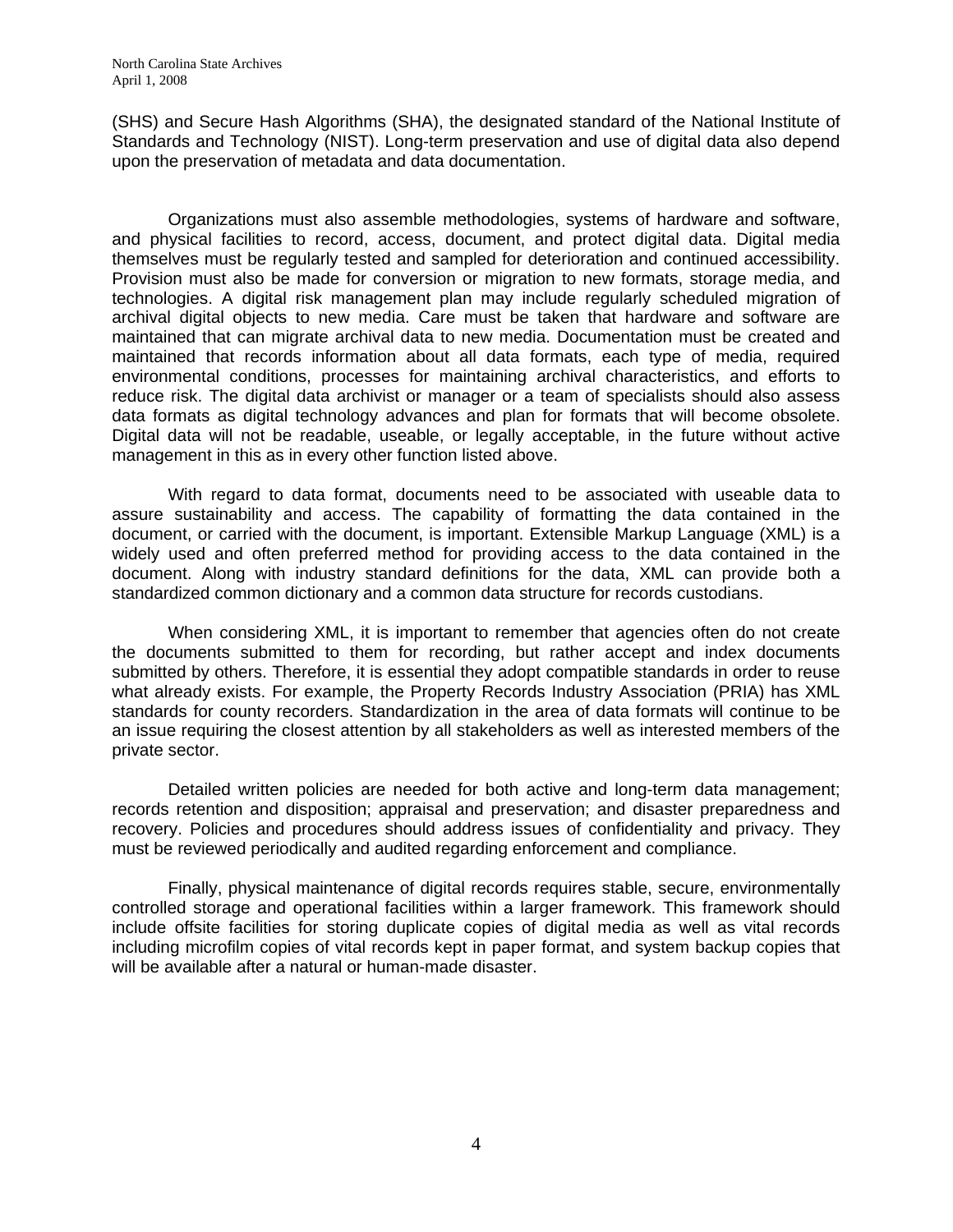(SHS) and Secure Hash Algorithms (SHA), the designated standard of the National Institute of Standards and Technology (NIST). Long-term preservation and use of digital data also depend upon the preservation of metadata and data documentation.

Organizations must also assemble methodologies, systems of hardware and software, and physical facilities to record, access, document, and protect digital data. Digital media themselves must be regularly tested and sampled for deterioration and continued accessibility. Provision must also be made for conversion or migration to new formats, storage media, and technologies. A digital risk management plan may include regularly scheduled migration of archival digital objects to new media. Care must be taken that hardware and software are maintained that can migrate archival data to new media. Documentation must be created and maintained that records information about all data formats, each type of media, required environmental conditions, processes for maintaining archival characteristics, and efforts to reduce risk. The digital data archivist or manager or a team of specialists should also assess data formats as digital technology advances and plan for formats that will become obsolete. Digital data will not be readable, useable, or legally acceptable, in the future without active management in this as in every other function listed above.

With regard to data format, documents need to be associated with useable data to assure sustainability and access. The capability of formatting the data contained in the document, or carried with the document, is important. Extensible Markup Language (XML) is a widely used and often preferred method for providing access to the data contained in the document. Along with industry standard definitions for the data, XML can provide both a standardized common dictionary and a common data structure for records custodians.

When considering XML, it is important to remember that agencies often do not create the documents submitted to them for recording, but rather accept and index documents submitted by others. Therefore, it is essential they adopt compatible standards in order to reuse what already exists. For example, the Property Records Industry Association (PRIA) has XML standards for county recorders. Standardization in the area of data formats will continue to be an issue requiring the closest attention by all stakeholders as well as interested members of the private sector.

Detailed written policies are needed for both active and long-term data management; records retention and disposition; appraisal and preservation; and disaster preparedness and recovery. Policies and procedures should address issues of confidentiality and privacy. They must be reviewed periodically and audited regarding enforcement and compliance.

Finally, physical maintenance of digital records requires stable, secure, environmentally controlled storage and operational facilities within a larger framework. This framework should include offsite facilities for storing duplicate copies of digital media as well as vital records including microfilm copies of vital records kept in paper format, and system backup copies that will be available after a natural or human-made disaster.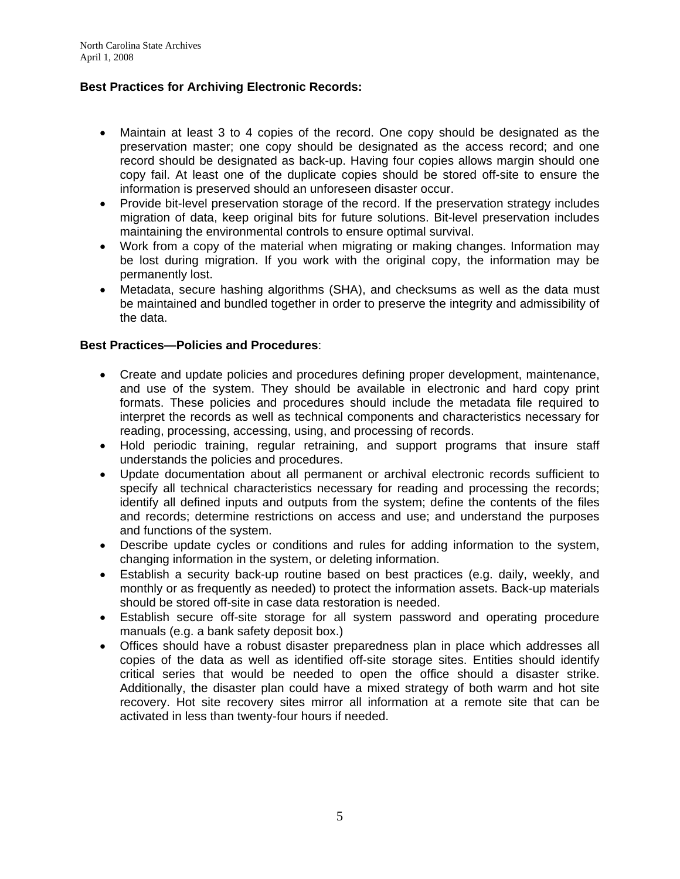**Best Practices for Archiving Electronic Records:**

- Maintain at least 3 to 4 copies of the record. One copy should be designated as the preservation master; one copy should be designated as the access record; and one record should be designated as back-up. Having four copies allows margin should one copy fail. At least one of the duplicate copies should be stored off-site to ensure the information is preserved should an unforeseen disaster occur.
- Provide bit-level preservation storage of the record. If the preservation strategy includes migration of data, keep original bits for future solutions. Bit-level preservation includes maintaining the environmental controls to ensure optimal survival.
- Work from a copy of the material when migrating or making changes. Information may be lost during migration. If you work with the original copy, the information may be permanently lost.
- Metadata, secure hashing algorithms (SHA), and checksums as well as the data must be maintained and bundled together in order to preserve the integrity and admissibility of the data.

**Best Practices—Policies and Procedures**:

- Create and update policies and procedures defining proper development, maintenance, and use of the system. They should be available in electronic and hard copy print formats. These policies and procedures should include the metadata file required to interpret the records as well as technical components and characteristics necessary for reading, processing, accessing, using, and processing of records.
- Hold periodic training, regular retraining, and support programs that insure staff understands the policies and procedures.
- Update documentation about all permanent or archival electronic records sufficient to specify all technical characteristics necessary for reading and processing the records; identify all defined inputs and outputs from the system; define the contents of the files and records; determine restrictions on access and use; and understand the purposes and functions of the system.
- Describe update cycles or conditions and rules for adding information to the system, changing information in the system, or deleting information.
- Establish a security back-up routine based on best practices (e.g. daily, weekly, and monthly or as frequently as needed) to protect the information assets. Back-up materials should be stored off-site in case data restoration is needed.
- Establish secure off-site storage for all system password and operating procedure manuals (e.g. a bank safety deposit box.)
- Offices should have a robust disaster preparedness plan in place which addresses all copies of the data as well as identified off-site storage sites. Entities should identify critical series that would be needed to open the office should a disaster strike. Additionally, the disaster plan could have a mixed strategy of both warm and hot site recovery. Hot site recovery sites mirror all information at a remote site that can be activated in less than twenty-four hours if needed.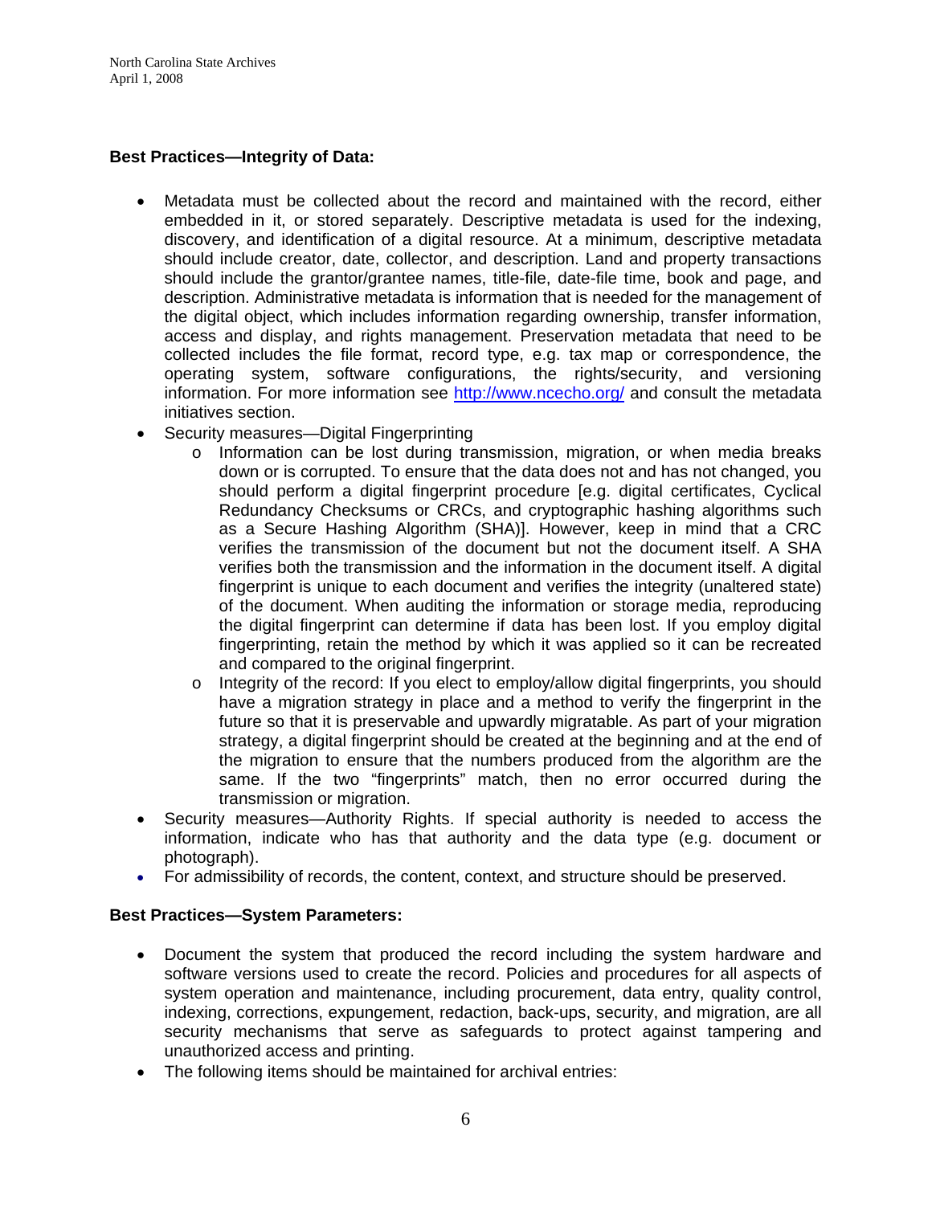**Best Practices—Integrity of Data:**

- Metadata must be collected about the record and maintained with the record, either embedded in it, or stored separately. Descriptive metadata is used for the indexing, discovery, and identification of a digital resource. At a minimum, descriptive metadata should include creator, date, collector, and description. Land and property transactions should include the grantor/grantee names, title-file, date-file time, book and page, and description. Administrative metadata is information that is needed for the management of the digital object, which includes information regarding ownership, transfer information, access and display, and rights management. Preservation metadata that need to be collected includes the file format, record type, e.g. tax map or correspondence, the operating system, software configurations, the rights/security, and versioning information. For more information see http://www.ncecho.org/ and consult the metadata initiatives section.
- Security measures—Digital Fingerprinting
  - Information can be lost during transmission, migration, or when media breaks down or is corrupted. To ensure that the data does not and has not changed, you should perform a digital fingerprint procedure [e.g. digital certificates, Cyclical Redundancy Checksums or CRCs, and cryptographic hashing algorithms such as a Secure Hashing Algorithm (SHA)]. However, keep in mind that a CRC verifies the transmission of the document but not the document itself. A SHA verifies both the transmission and the information in the document itself. A digital fingerprint is unique to each document and verifies the integrity (unaltered state) of the document. When auditing the information or storage media, reproducing the digital fingerprint can determine if data has been lost. If you employ digital fingerprinting, retain the method by which it was applied so it can be recreated and compared to the original fingerprint.
  - Integrity of the record: If you elect to employ/allow digital fingerprints, you should have a migration strategy in place and a method to verify the fingerprint in the future so that it is preservable and upwardly migratable. As part of your migration strategy, a digital fingerprint should be created at the beginning and at the end of the migration to ensure that the numbers produced from the algorithm are the same. If the two "fingerprints" match, then no error occurred during the transmission or migration.
- Security measures—Authority Rights. If special authority is needed to access the information, indicate who has that authority and the data type (e.g. document or photograph).
- For admissibility of records, the content, context, and structure should be preserved.

**Best Practices—System Parameters:**

- Document the system that produced the record including the system hardware and software versions used to create the record. Policies and procedures for all aspects of system operation and maintenance, including procurement, data entry, quality control, indexing, corrections, expungement, redaction, back-ups, security, and migration, are all security mechanisms that serve as safeguards to protect against tampering and unauthorized access and printing.
- The following items should be maintained for archival entries: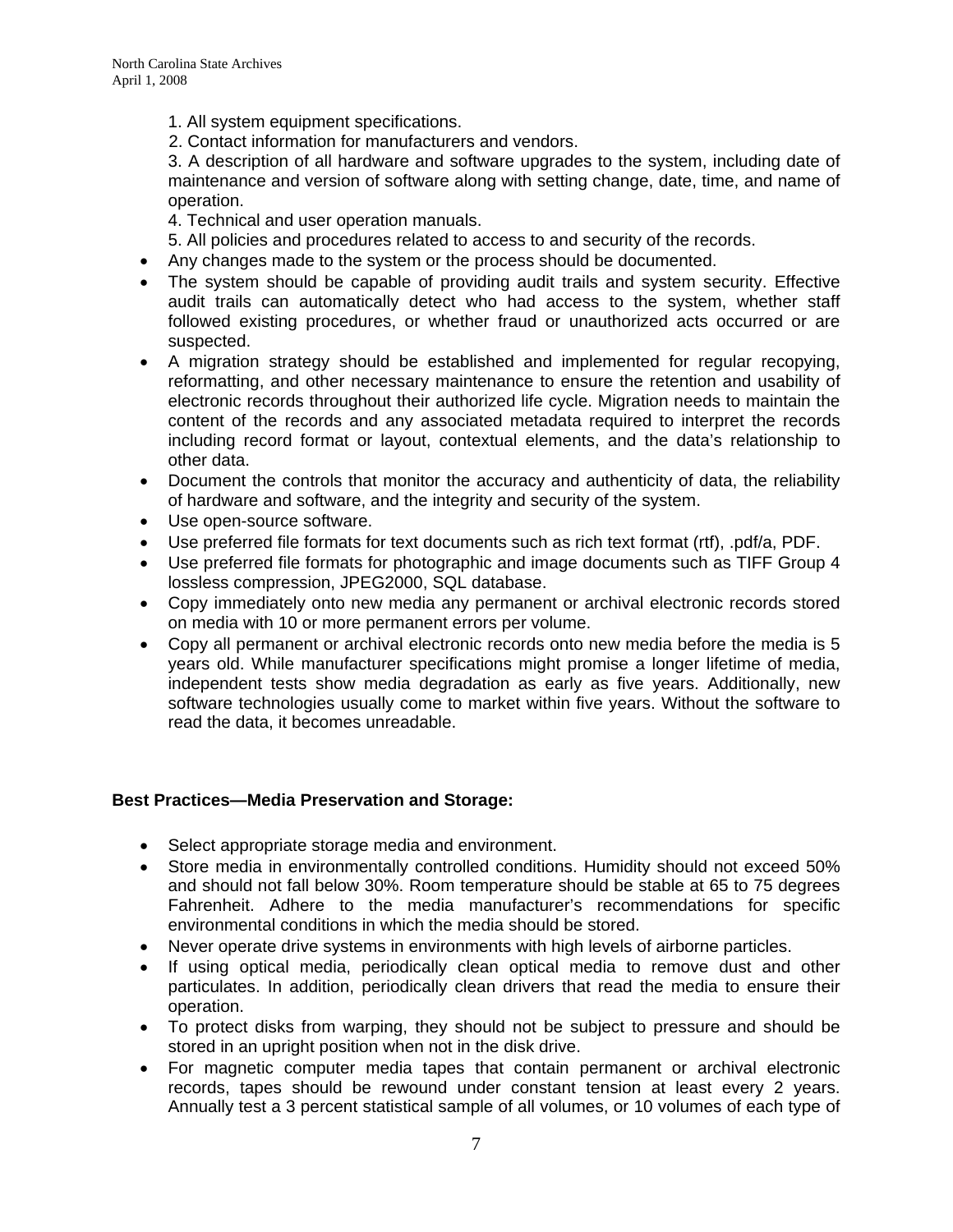1. All system equipment specifications.
2. Contact information for manufacturers and vendors.
3. A description of all hardware and software upgrades to the system, including date of maintenance and version of software along with setting change, date, time, and name of operation.
4. Technical and user operation manuals.
5. All policies and procedures related to access to and security of the records.

- Any changes made to the system or the process should be documented.
- The system should be capable of providing audit trails and system security. Effective audit trails can automatically detect who had access to the system, whether staff followed existing procedures, or whether fraud or unauthorized acts occurred or are suspected.
- A migration strategy should be established and implemented for regular recopying, reformatting, and other necessary maintenance to ensure the retention and usability of electronic records throughout their authorized life cycle. Migration needs to maintain the content of the records and any associated metadata required to interpret the records including record format or layout, contextual elements, and the data's relationship to other data.
- Document the controls that monitor the accuracy and authenticity of data, the reliability of hardware and software, and the integrity and security of the system.
- Use open-source software.
- Use preferred file formats for text documents such as rich text format (rtf), .pdf/a, PDF.
- Use preferred file formats for photographic and image documents such as TIFF Group 4 lossless compression, JPEG2000, SQL database.
- Copy immediately onto new media any permanent or archival electronic records stored on media with 10 or more permanent errors per volume.
- Copy all permanent or archival electronic records onto new media before the media is 5 years old. While manufacturer specifications might promise a longer lifetime of media, independent tests show media degradation as early as five years. Additionally, new software technologies usually come to market within five years. Without the software to read the data, it becomes unreadable.

**Best Practices—Media Preservation and Storage:**

- Select appropriate storage media and environment.
- Store media in environmentally controlled conditions. Humidity should not exceed 50% and should not fall below 30%. Room temperature should be stable at 65 to 75 degrees Fahrenheit. Adhere to the media manufacturer's recommendations for specific environmental conditions in which the media should be stored.
- Never operate drive systems in environments with high levels of airborne particles.
- If using optical media, periodically clean optical media to remove dust and other particulates. In addition, periodically clean drivers that read the media to ensure their operation.
- To protect disks from warping, they should not be subject to pressure and should be stored in an upright position when not in the disk drive.
- For magnetic computer media tapes that contain permanent or archival electronic records, tapes should be rewound under constant tension at least every 2 years. Annually test a 3 percent statistical sample of all volumes, or 10 volumes of each type of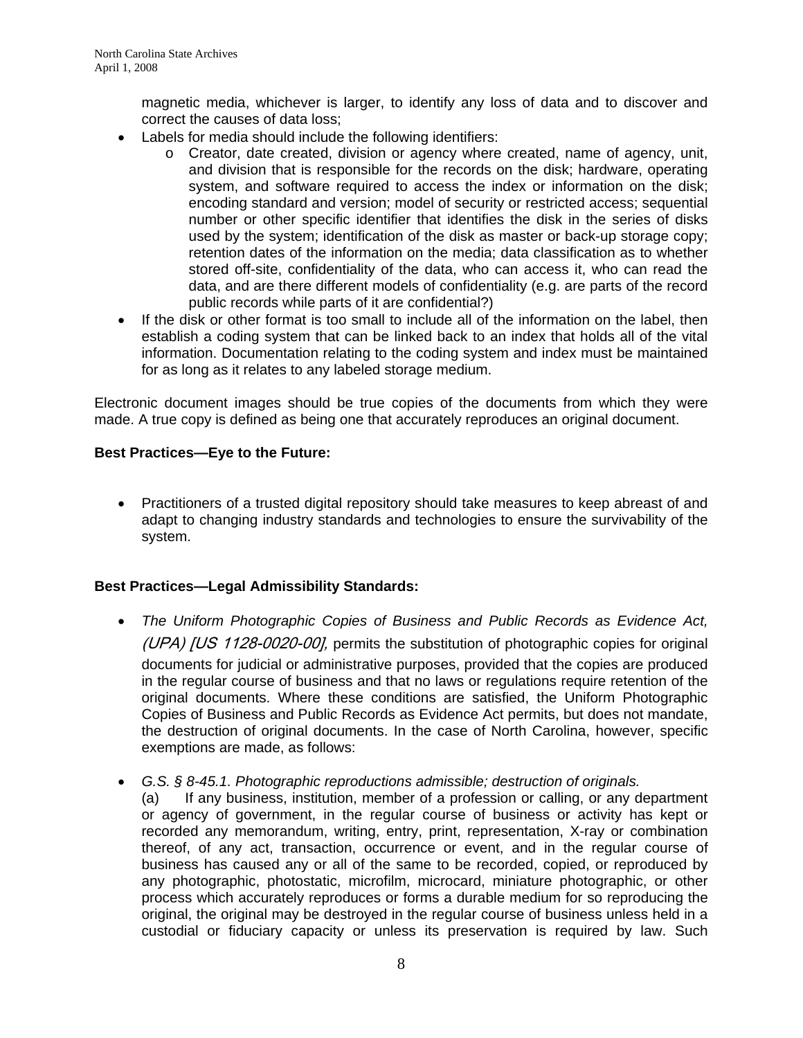magnetic media, whichever is larger, to identify any loss of data and to discover and correct the causes of data loss;

- Labels for media should include the following identifiers:
  - Creator, date created, division or agency where created, name of agency, unit, and division that is responsible for the records on the disk; hardware, operating system, and software required to access the index or information on the disk; encoding standard and version; model of security or restricted access; sequential number or other specific identifier that identifies the disk in the series of disks used by the system; identification of the disk as master or back-up storage copy; retention dates of the information on the media; data classification as to whether stored off-site, confidentiality of the data, who can access it, who can read the data, and are there different models of confidentiality (e.g. are parts of the record public records while parts of it are confidential?)
- If the disk or other format is too small to include all of the information on the label, then establish a coding system that can be linked back to an index that holds all of the vital information. Documentation relating to the coding system and index must be maintained for as long as it relates to any labeled storage medium.

Electronic document images should be true copies of the documents from which they were made. A true copy is defined as being one that accurately reproduces an original document.

**Best Practices—Eye to the Future:**

- Practitioners of a trusted digital repository should take measures to keep abreast of and adapt to changing industry standards and technologies to ensure the survivability of the system.

**Best Practices—Legal Admissibility Standards:**

- *The Uniform Photographic Copies of Business and Public Records as Evidence Act, (UPA) [US 1128-0020-00],* permits the substitution of photographic copies for original documents for judicial or administrative purposes, provided that the copies are produced in the regular course of business and that no laws or regulations require retention of the original documents. Where these conditions are satisfied, the Uniform Photographic Copies of Business and Public Records as Evidence Act permits, but does not mandate, the destruction of original documents. In the case of North Carolina, however, specific exemptions are made, as follows:

- *G.S. § 8-45.1. Photographic reproductions admissible; destruction of originals.*
  (a) If any business, institution, member of a profession or calling, or any department or agency of government, in the regular course of business or activity has kept or recorded any memorandum, writing, entry, print, representation, X-ray or combination thereof, of any act, transaction, occurrence or event, and in the regular course of business has caused any or all of the same to be recorded, copied, or reproduced by any photographic, photostatic, microfilm, microcard, miniature photographic, or other process which accurately reproduces or forms a durable medium for so reproducing the original, the original may be destroyed in the regular course of business unless held in a custodial or fiduciary capacity or unless its preservation is required by law. Such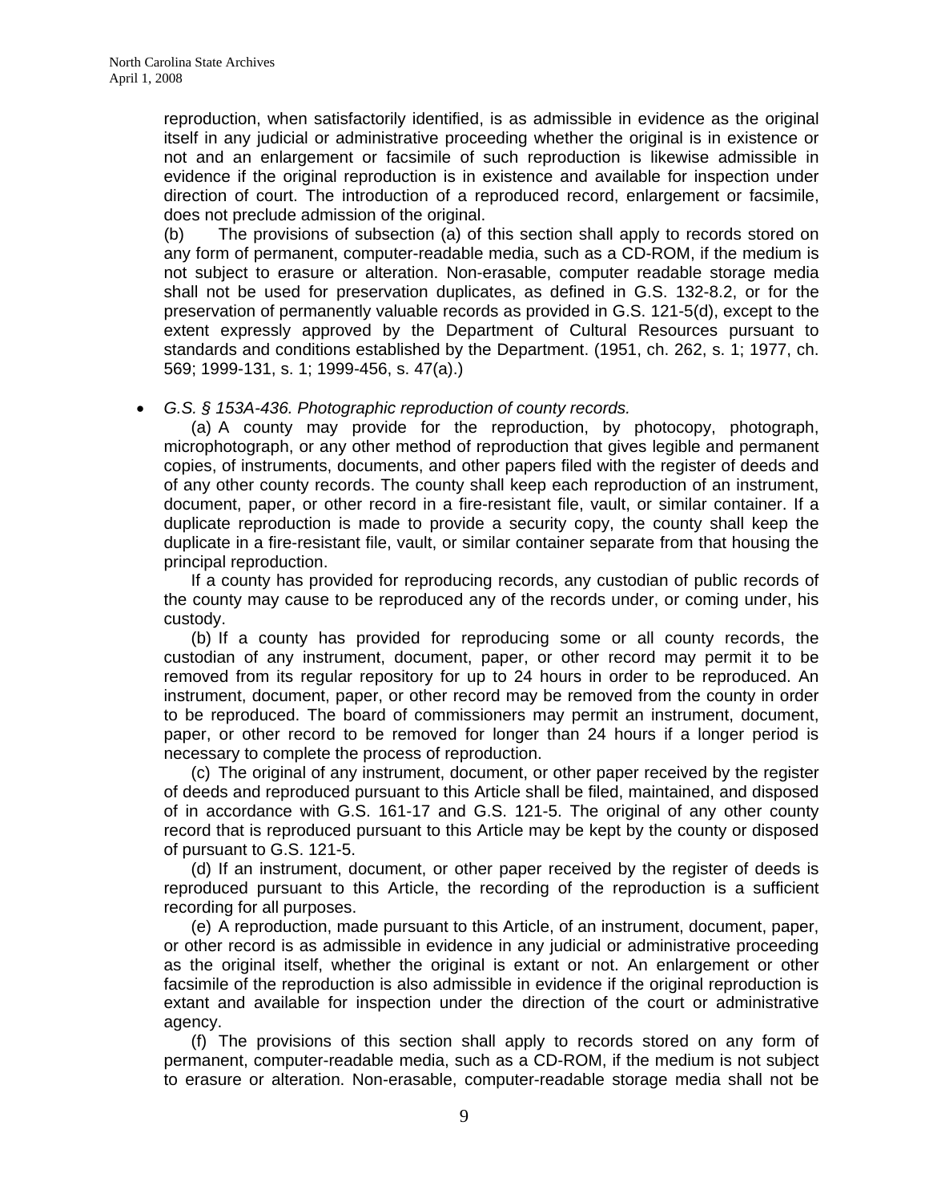reproduction, when satisfactorily identified, is as admissible in evidence as the original itself in any judicial or administrative proceeding whether the original is in existence or not and an enlargement or facsimile of such reproduction is likewise admissible in evidence if the original reproduction is in existence and available for inspection under direction of court. The introduction of a reproduced record, enlargement or facsimile, does not preclude admission of the original.

(b) The provisions of subsection (a) of this section shall apply to records stored on any form of permanent, computer-readable media, such as a CD-ROM, if the medium is not subject to erasure or alteration. Non-erasable, computer readable storage media shall not be used for preservation duplicates, as defined in G.S. 132-8.2, or for the preservation of permanently valuable records as provided in G.S. 121-5(d), except to the extent expressly approved by the Department of Cultural Resources pursuant to standards and conditions established by the Department. (1951, ch. 262, s. 1; 1977, ch. 569; 1999-131, s. 1; 1999-456, s. 47(a).)

- *G.S. § 153A-436. Photographic reproduction of county records.*

  (a) A county may provide for the reproduction, by photocopy, photograph, microphotograph, or any other method of reproduction that gives legible and permanent copies, of instruments, documents, and other papers filed with the register of deeds and of any other county records. The county shall keep each reproduction of an instrument, document, paper, or other record in a fire-resistant file, vault, or similar container. If a duplicate reproduction is made to provide a security copy, the county shall keep the duplicate in a fire-resistant file, vault, or similar container separate from that housing the principal reproduction.

  If a county has provided for reproducing records, any custodian of public records of the county may cause to be reproduced any of the records under, or coming under, his custody.

  (b) If a county has provided for reproducing some or all county records, the custodian of any instrument, document, paper, or other record may permit it to be removed from its regular repository for up to 24 hours in order to be reproduced. An instrument, document, paper, or other record may be removed from the county in order to be reproduced. The board of commissioners may permit an instrument, document, paper, or other record to be removed for longer than 24 hours if a longer period is necessary to complete the process of reproduction.

  (c) The original of any instrument, document, or other paper received by the register of deeds and reproduced pursuant to this Article shall be filed, maintained, and disposed of in accordance with G.S. 161-17 and G.S. 121-5. The original of any other county record that is reproduced pursuant to this Article may be kept by the county or disposed of pursuant to G.S. 121-5.

  (d) If an instrument, document, or other paper received by the register of deeds is reproduced pursuant to this Article, the recording of the reproduction is a sufficient recording for all purposes.

  (e) A reproduction, made pursuant to this Article, of an instrument, document, paper, or other record is as admissible in evidence in any judicial or administrative proceeding as the original itself, whether the original is extant or not. An enlargement or other facsimile of the reproduction is also admissible in evidence if the original reproduction is extant and available for inspection under the direction of the court or administrative agency.

  (f) The provisions of this section shall apply to records stored on any form of permanent, computer-readable media, such as a CD-ROM, if the medium is not subject to erasure or alteration. Non-erasable, computer-readable storage media shall not be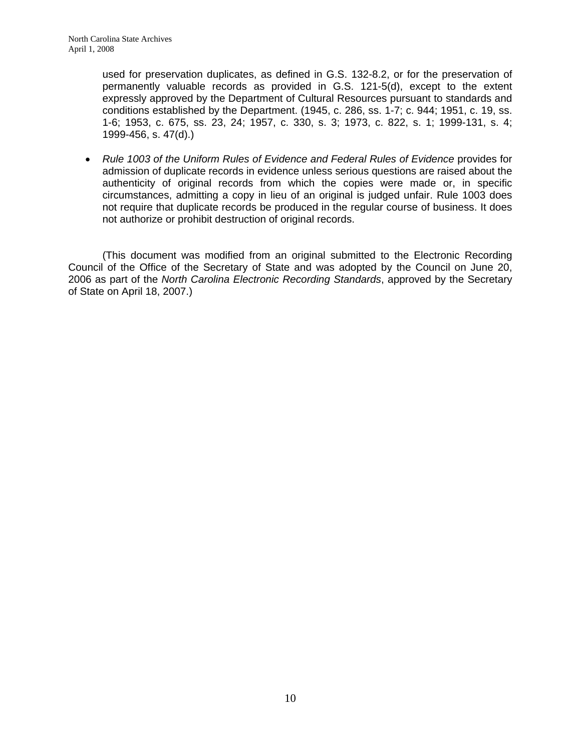used for preservation duplicates, as defined in G.S. 132-8.2, or for the preservation of permanently valuable records as provided in G.S. 121-5(d), except to the extent expressly approved by the Department of Cultural Resources pursuant to standards and conditions established by the Department. (1945, c. 286, ss. 1-7; c. 944; 1951, c. 19, ss. 1-6; 1953, c. 675, ss. 23, 24; 1957, c. 330, s. 3; 1973, c. 822, s. 1; 1999-131, s. 4; 1999-456, s. 47(d).)

- *Rule 1003 of the Uniform Rules of Evidence and Federal Rules of Evidence* provides for admission of duplicate records in evidence unless serious questions are raised about the authenticity of original records from which the copies were made or, in specific circumstances, admitting a copy in lieu of an original is judged unfair. Rule 1003 does not require that duplicate records be produced in the regular course of business. It does not authorize or prohibit destruction of original records.

(This document was modified from an original submitted to the Electronic Recording Council of the Office of the Secretary of State and was adopted by the Council on June 20, 2006 as part of the *North Carolina Electronic Recording Standards*, approved by the Secretary of State on April 18, 2007.)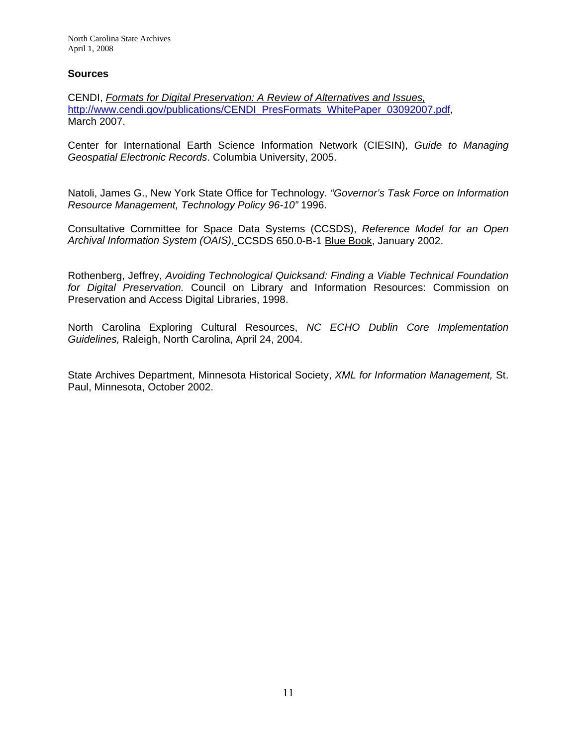## Sources

CENDI, *Formats for Digital Preservation: A Review of Alternatives and Issues,* http://www.cendi.gov/publications/CENDI_PresFormats_WhitePaper_03092007.pdf, March 2007.

Center for International Earth Science Information Network (CIESIN), *Guide to Managing Geospatial Electronic Records*. Columbia University, 2005.

Natoli, James G., New York State Office for Technology. *"Governor's Task Force on Information Resource Management, Technology Policy 96-10"* 1996.

Consultative Committee for Space Data Systems (CCSDS), *Reference Model for an Open Archival Information System (OAIS)*, CCSDS 650.0-B-1 Blue Book, January 2002.

Rothenberg, Jeffrey, *Avoiding Technological Quicksand: Finding a Viable Technical Foundation for Digital Preservation.* Council on Library and Information Resources: Commission on Preservation and Access Digital Libraries, 1998.

North Carolina Exploring Cultural Resources, *NC ECHO Dublin Core Implementation Guidelines,* Raleigh, North Carolina, April 24, 2004.

State Archives Department, Minnesota Historical Society, *XML for Information Management,* St. Paul, Minnesota, October 2002.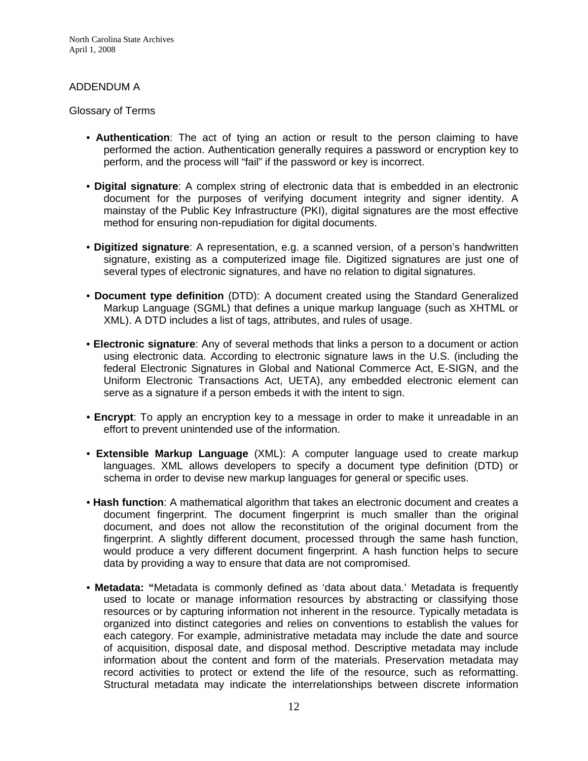ADDENDUM A

Glossary of Terms

- **Authentication**: The act of tying an action or result to the person claiming to have performed the action. Authentication generally requires a password or encryption key to perform, and the process will "fail" if the password or key is incorrect.

- **Digital signature**: A complex string of electronic data that is embedded in an electronic document for the purposes of verifying document integrity and signer identity. A mainstay of the Public Key Infrastructure (PKI), digital signatures are the most effective method for ensuring non-repudiation for digital documents.

- **Digitized signature**: A representation, e.g. a scanned version, of a person's handwritten signature, existing as a computerized image file. Digitized signatures are just one of several types of electronic signatures, and have no relation to digital signatures.

- **Document type definition** (DTD): A document created using the Standard Generalized Markup Language (SGML) that defines a unique markup language (such as XHTML or XML). A DTD includes a list of tags, attributes, and rules of usage.

- **Electronic signature**: Any of several methods that links a person to a document or action using electronic data. According to electronic signature laws in the U.S. (including the federal Electronic Signatures in Global and National Commerce Act, E-SIGN, and the Uniform Electronic Transactions Act, UETA), any embedded electronic element can serve as a signature if a person embeds it with the intent to sign.

- **Encrypt**: To apply an encryption key to a message in order to make it unreadable in an effort to prevent unintended use of the information.

- **Extensible Markup Language** (XML): A computer language used to create markup languages. XML allows developers to specify a document type definition (DTD) or schema in order to devise new markup languages for general or specific uses.

- **Hash function**: A mathematical algorithm that takes an electronic document and creates a document fingerprint. The document fingerprint is much smaller than the original document, and does not allow the reconstitution of the original document from the fingerprint. A slightly different document, processed through the same hash function, would produce a very different document fingerprint. A hash function helps to secure data by providing a way to ensure that data are not compromised.

- **Metadata: "**Metadata is commonly defined as 'data about data.' Metadata is frequently used to locate or manage information resources by abstracting or classifying those resources or by capturing information not inherent in the resource. Typically metadata is organized into distinct categories and relies on conventions to establish the values for each category. For example, administrative metadata may include the date and source of acquisition, disposal date, and disposal method. Descriptive metadata may include information about the content and form of the materials. Preservation metadata may record activities to protect or extend the life of the resource, such as reformatting. Structural metadata may indicate the interrelationships between discrete information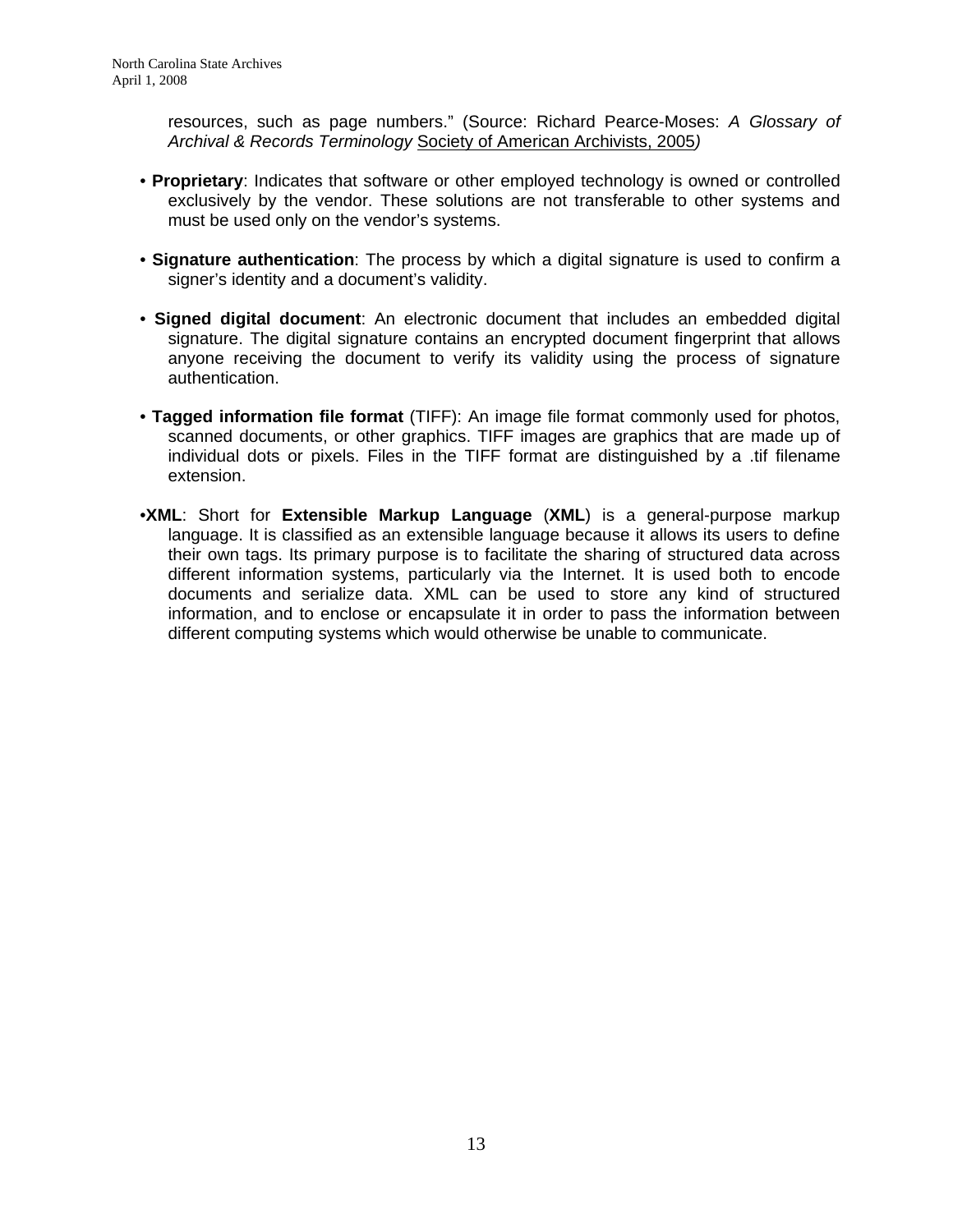resources, such as page numbers." (Source: Richard Pearce-Moses: *A Glossary of Archival & Records Terminology* Society of American Archivists, 2005*)*

- **Proprietary**: Indicates that software or other employed technology is owned or controlled exclusively by the vendor. These solutions are not transferable to other systems and must be used only on the vendor's systems.

- **Signature authentication**: The process by which a digital signature is used to confirm a signer's identity and a document's validity.

- **Signed digital document**: An electronic document that includes an embedded digital signature. The digital signature contains an encrypted document fingerprint that allows anyone receiving the document to verify its validity using the process of signature authentication.

- **Tagged information file format** (TIFF): An image file format commonly used for photos, scanned documents, or other graphics. TIFF images are graphics that are made up of individual dots or pixels. Files in the TIFF format are distinguished by a .tif filename extension.

- **XML**: Short for **Extensible Markup Language** (**XML**) is a general-purpose markup language. It is classified as an extensible language because it allows its users to define their own tags. Its primary purpose is to facilitate the sharing of structured data across different information systems, particularly via the Internet. It is used both to encode documents and serialize data. XML can be used to store any kind of structured information, and to enclose or encapsulate it in order to pass the information between different computing systems which would otherwise be unable to communicate.